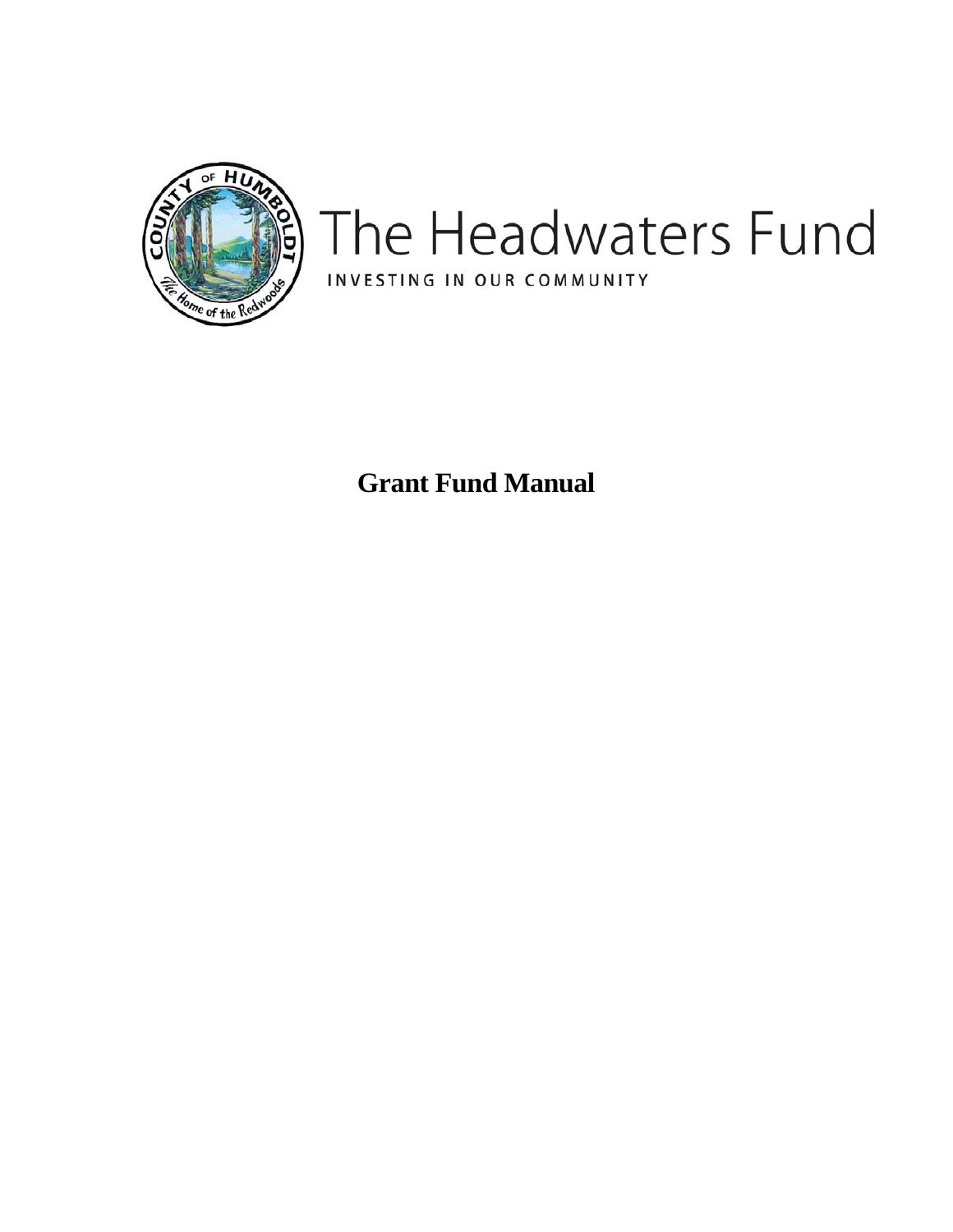The Headwaters Fund

INVESTING IN OUR COMMUNITY

# Grant Fund Manual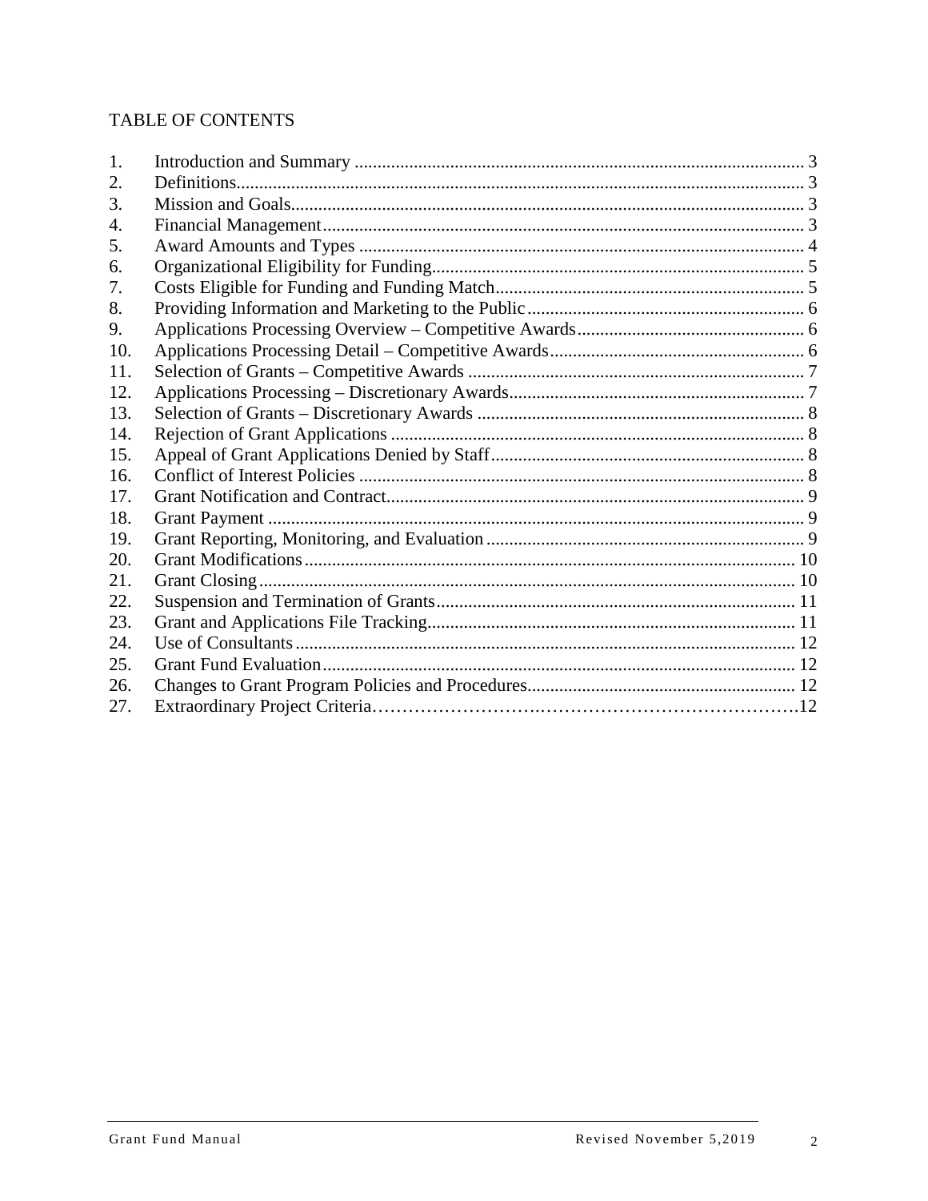## TABLE OF CONTENTS

| | | |
|---|---|---|
| 1. | Introduction and Summary | 3 |
| 2. | Definitions | 3 |
| 3. | Mission and Goals | 3 |
| 4. | Financial Management | 3 |
| 5. | Award Amounts and Types | 4 |
| 6. | Organizational Eligibility for Funding | 5 |
| 7. | Costs Eligible for Funding and Funding Match | 5 |
| 8. | Providing Information and Marketing to the Public | 6 |
| 9. | Applications Processing Overview – Competitive Awards | 6 |
| 10. | Applications Processing Detail – Competitive Awards | 6 |
| 11. | Selection of Grants – Competitive Awards | 7 |
| 12. | Applications Processing – Discretionary Awards | 7 |
| 13. | Selection of Grants – Discretionary Awards | 8 |
| 14. | Rejection of Grant Applications | 8 |
| 15. | Appeal of Grant Applications Denied by Staff | 8 |
| 16. | Conflict of Interest Policies | 8 |
| 17. | Grant Notification and Contract | 9 |
| 18. | Grant Payment | 9 |
| 19. | Grant Reporting, Monitoring, and Evaluation | 9 |
| 20. | Grant Modifications | 10 |
| 21. | Grant Closing | 10 |
| 22. | Suspension and Termination of Grants | 11 |
| 23. | Grant and Applications File Tracking | 11 |
| 24. | Use of Consultants | 12 |
| 25. | Grant Fund Evaluation | 12 |
| 26. | Changes to Grant Program Policies and Procedures | 12 |
| 27. | Extraordinary Project Criteria | 12 |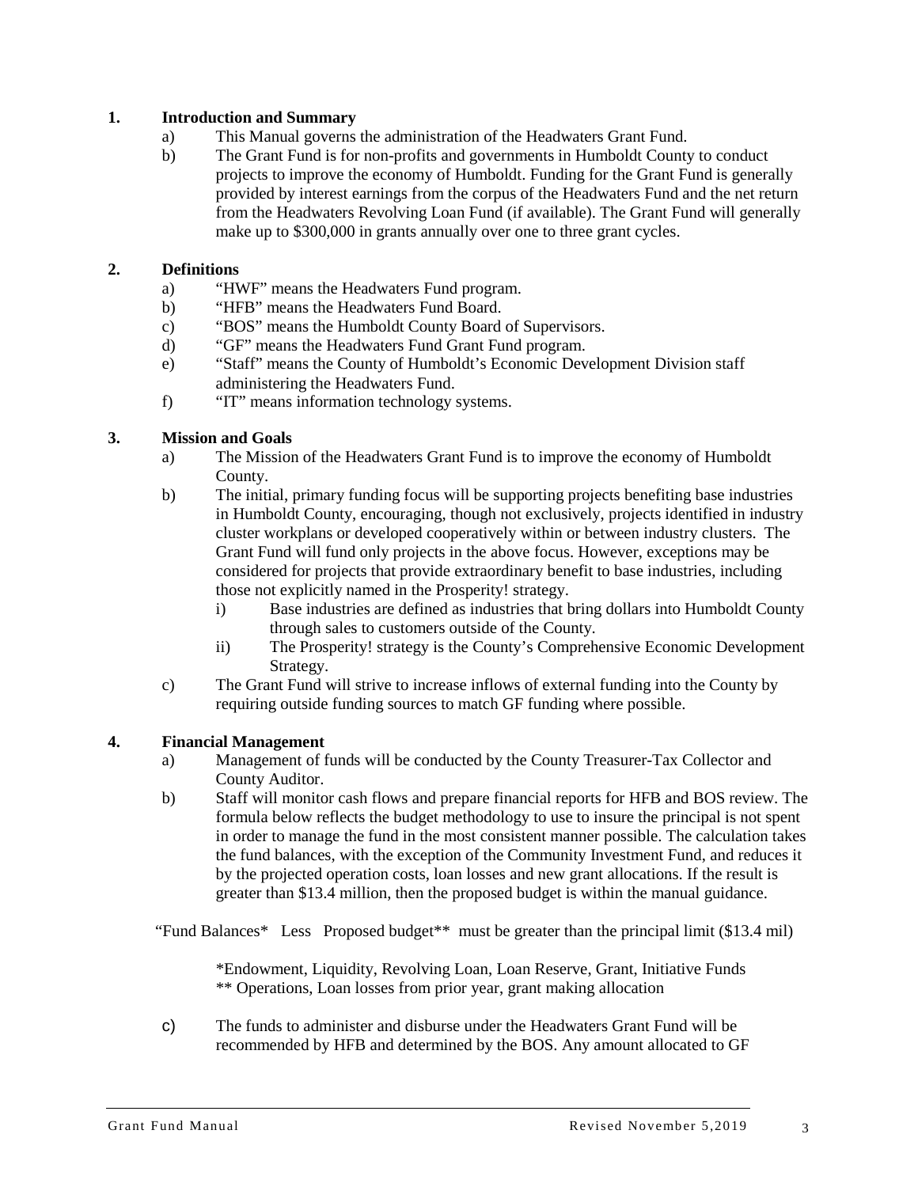## 1. Introduction and Summary

a) This Manual governs the administration of the Headwaters Grant Fund.

b) The Grant Fund is for non-profits and governments in Humboldt County to conduct projects to improve the economy of Humboldt. Funding for the Grant Fund is generally provided by interest earnings from the corpus of the Headwaters Fund and the net return from the Headwaters Revolving Loan Fund (if available). The Grant Fund will generally make up to $300,000 in grants annually over one to three grant cycles.

## 2. Definitions

a) "HWF" means the Headwaters Fund program.

b) "HFB" means the Headwaters Fund Board.

c) "BOS" means the Humboldt County Board of Supervisors.

d) "GF" means the Headwaters Fund Grant Fund program.

e) "Staff" means the County of Humboldt's Economic Development Division staff administering the Headwaters Fund.

f) "IT" means information technology systems.

## 3. Mission and Goals

a) The Mission of the Headwaters Grant Fund is to improve the economy of Humboldt County.

b) The initial, primary funding focus will be supporting projects benefiting base industries in Humboldt County, encouraging, though not exclusively, projects identified in industry cluster workplans or developed cooperatively within or between industry clusters. The Grant Fund will fund only projects in the above focus. However, exceptions may be considered for projects that provide extraordinary benefit to base industries, including those not explicitly named in the Prosperity! strategy.

   i) Base industries are defined as industries that bring dollars into Humboldt County through sales to customers outside of the County.

   ii) The Prosperity! strategy is the County's Comprehensive Economic Development Strategy.

c) The Grant Fund will strive to increase inflows of external funding into the County by requiring outside funding sources to match GF funding where possible.

## 4. Financial Management

a) Management of funds will be conducted by the County Treasurer-Tax Collector and County Auditor.

b) Staff will monitor cash flows and prepare financial reports for HFB and BOS review. The formula below reflects the budget methodology to use to insure the principal is not spent in order to manage the fund in the most consistent manner possible. The calculation takes the fund balances, with the exception of the Community Investment Fund, and reduces it by the projected operation costs, loan losses and new grant allocations. If the result is greater than $13.4 million, then the proposed budget is within the manual guidance.

"Fund Balances* Less Proposed budget** must be greater than the principal limit ($13.4 mil)

*Endowment, Liquidity, Revolving Loan, Loan Reserve, Grant, Initiative Funds
** Operations, Loan losses from prior year, grant making allocation

c) The funds to administer and disburse under the Headwaters Grant Fund will be recommended by HFB and determined by the BOS. Any amount allocated to GF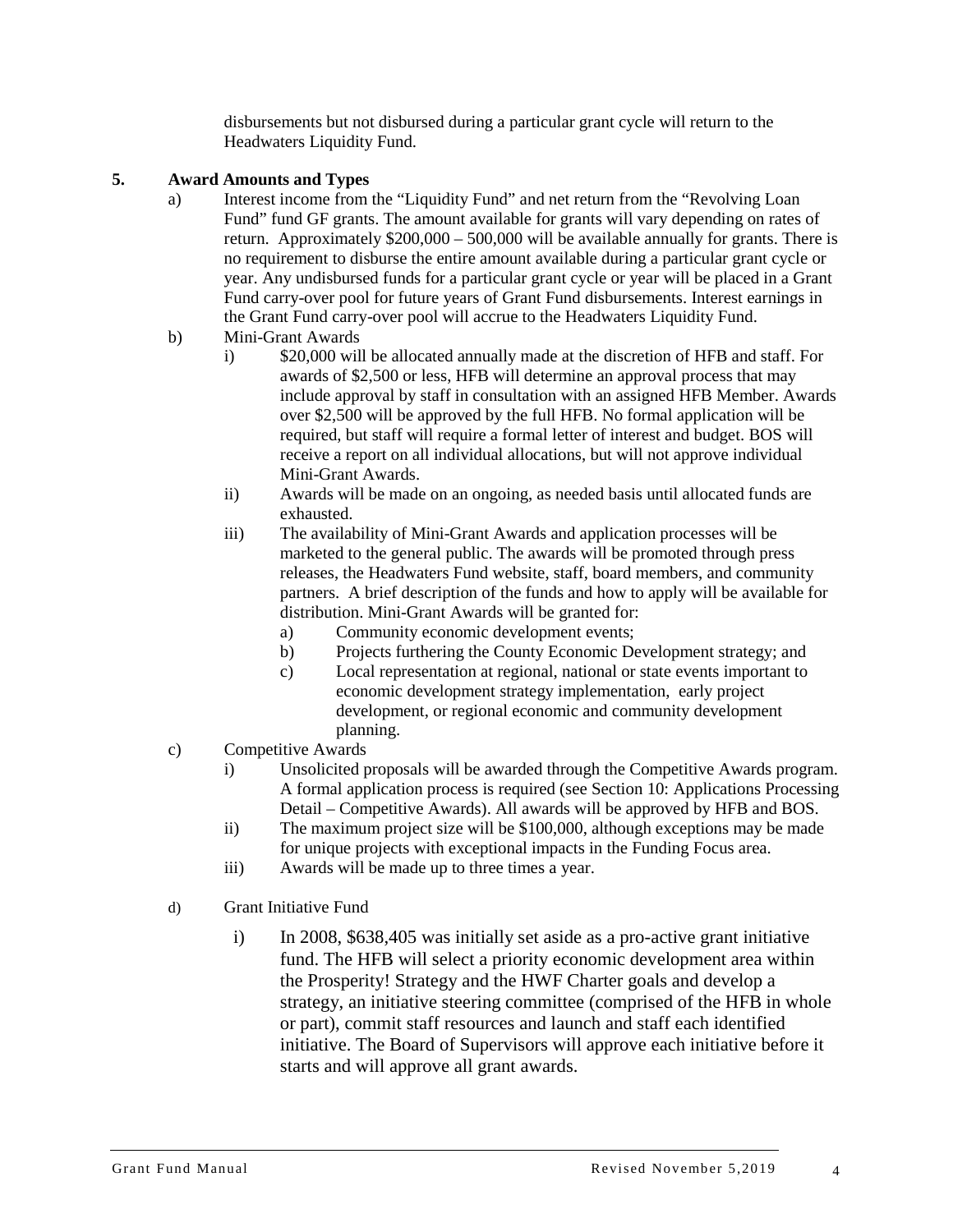disbursements but not disbursed during a particular grant cycle will return to the Headwaters Liquidity Fund.

**5. Award Amounts and Types**

a) Interest income from the "Liquidity Fund" and net return from the "Revolving Loan Fund" fund GF grants. The amount available for grants will vary depending on rates of return. Approximately $200,000 – 500,000 will be available annually for grants. There is no requirement to disburse the entire amount available during a particular grant cycle or year. Any undisbursed funds for a particular grant cycle or year will be placed in a Grant Fund carry-over pool for future years of Grant Fund disbursements. Interest earnings in the Grant Fund carry-over pool will accrue to the Headwaters Liquidity Fund.

b) Mini-Grant Awards

   i) $20,000 will be allocated annually made at the discretion of HFB and staff. For awards of $2,500 or less, HFB will determine an approval process that may include approval by staff in consultation with an assigned HFB Member. Awards over $2,500 will be approved by the full HFB. No formal application will be required, but staff will require a formal letter of interest and budget. BOS will receive a report on all individual allocations, but will not approve individual Mini-Grant Awards.

   ii) Awards will be made on an ongoing, as needed basis until allocated funds are exhausted.

   iii) The availability of Mini-Grant Awards and application processes will be marketed to the general public. The awards will be promoted through press releases, the Headwaters Fund website, staff, board members, and community partners. A brief description of the funds and how to apply will be available for distribution. Mini-Grant Awards will be granted for:

      a) Community economic development events;
      b) Projects furthering the County Economic Development strategy; and
      c) Local representation at regional, national or state events important to economic development strategy implementation, early project development, or regional economic and community development planning.

c) Competitive Awards

   i) Unsolicited proposals will be awarded through the Competitive Awards program. A formal application process is required (see Section 10: Applications Processing Detail – Competitive Awards). All awards will be approved by HFB and BOS.

   ii) The maximum project size will be $100,000, although exceptions may be made for unique projects with exceptional impacts in the Funding Focus area.

   iii) Awards will be made up to three times a year.

d) Grant Initiative Fund

   i) In 2008, $638,405 was initially set aside as a pro-active grant initiative fund. The HFB will select a priority economic development area within the Prosperity! Strategy and the HWF Charter goals and develop a strategy, an initiative steering committee (comprised of the HFB in whole or part), commit staff resources and launch and staff each identified initiative. The Board of Supervisors will approve each initiative before it starts and will approve all grant awards.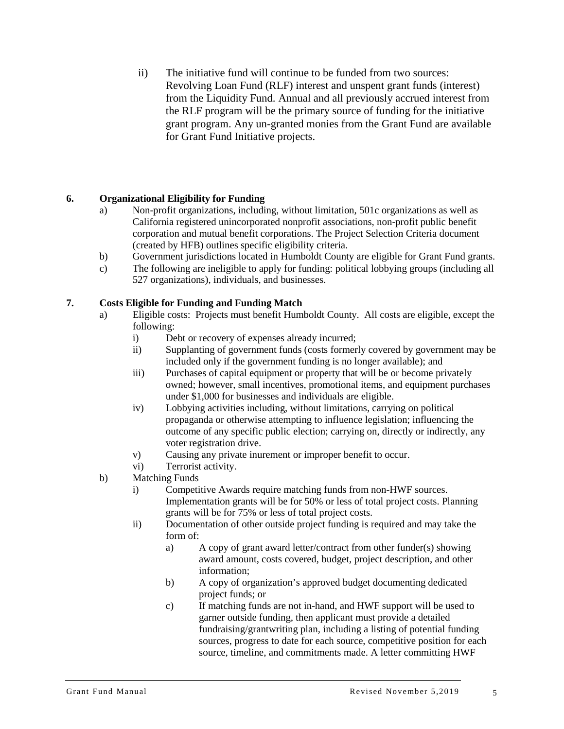ii) The initiative fund will continue to be funded from two sources: Revolving Loan Fund (RLF) interest and unspent grant funds (interest) from the Liquidity Fund. Annual and all previously accrued interest from the RLF program will be the primary source of funding for the initiative grant program. Any un-granted monies from the Grant Fund are available for Grant Fund Initiative projects.

**6. Organizational Eligibility for Funding**

a) Non-profit organizations, including, without limitation, 501c organizations as well as California registered unincorporated nonprofit associations, non-profit public benefit corporation and mutual benefit corporations. The Project Selection Criteria document (created by HFB) outlines specific eligibility criteria.

b) Government jurisdictions located in Humboldt County are eligible for Grant Fund grants.

c) The following are ineligible to apply for funding: political lobbying groups (including all 527 organizations), individuals, and businesses.

**7. Costs Eligible for Funding and Funding Match**

a) Eligible costs: Projects must benefit Humboldt County. All costs are eligible, except the following:

   i) Debt or recovery of expenses already incurred;

   ii) Supplanting of government funds (costs formerly covered by government may be included only if the government funding is no longer available); and

   iii) Purchases of capital equipment or property that will be or become privately owned; however, small incentives, promotional items, and equipment purchases under $1,000 for businesses and individuals are eligible.

   iv) Lobbying activities including, without limitations, carrying on political propaganda or otherwise attempting to influence legislation; influencing the outcome of any specific public election; carrying on, directly or indirectly, any voter registration drive.

   v) Causing any private inurement or improper benefit to occur.

   vi) Terrorist activity.

b) Matching Funds

   i) Competitive Awards require matching funds from non-HWF sources. Implementation grants will be for 50% or less of total project costs. Planning grants will be for 75% or less of total project costs.

   ii) Documentation of other outside project funding is required and may take the form of:

      a) A copy of grant award letter/contract from other funder(s) showing award amount, costs covered, budget, project description, and other information;

      b) A copy of organization's approved budget documenting dedicated project funds; or

      c) If matching funds are not in-hand, and HWF support will be used to garner outside funding, then applicant must provide a detailed fundraising/grantwriting plan, including a listing of potential funding sources, progress to date for each source, competitive position for each source, timeline, and commitments made. A letter committing HWF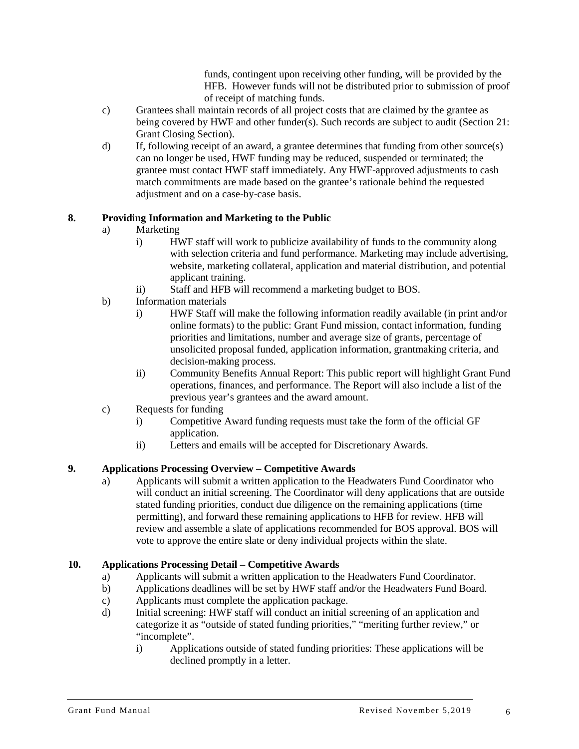funds, contingent upon receiving other funding, will be provided by the HFB. However funds will not be distributed prior to submission of proof of receipt of matching funds.

c) Grantees shall maintain records of all project costs that are claimed by the grantee as being covered by HWF and other funder(s). Such records are subject to audit (Section 21: Grant Closing Section).

d) If, following receipt of an award, a grantee determines that funding from other source(s) can no longer be used, HWF funding may be reduced, suspended or terminated; the grantee must contact HWF staff immediately. Any HWF-approved adjustments to cash match commitments are made based on the grantee's rationale behind the requested adjustment and on a case-by-case basis.

**8. Providing Information and Marketing to the Public**

a) Marketing

i) HWF staff will work to publicize availability of funds to the community along with selection criteria and fund performance. Marketing may include advertising, website, marketing collateral, application and material distribution, and potential applicant training.

ii) Staff and HFB will recommend a marketing budget to BOS.

b) Information materials

i) HWF Staff will make the following information readily available (in print and/or online formats) to the public: Grant Fund mission, contact information, funding priorities and limitations, number and average size of grants, percentage of unsolicited proposal funded, application information, grantmaking criteria, and decision-making process.

ii) Community Benefits Annual Report: This public report will highlight Grant Fund operations, finances, and performance. The Report will also include a list of the previous year's grantees and the award amount.

c) Requests for funding

i) Competitive Award funding requests must take the form of the official GF application.

ii) Letters and emails will be accepted for Discretionary Awards.

**9. Applications Processing Overview – Competitive Awards**

a) Applicants will submit a written application to the Headwaters Fund Coordinator who will conduct an initial screening. The Coordinator will deny applications that are outside stated funding priorities, conduct due diligence on the remaining applications (time permitting), and forward these remaining applications to HFB for review. HFB will review and assemble a slate of applications recommended for BOS approval. BOS will vote to approve the entire slate or deny individual projects within the slate.

**10. Applications Processing Detail – Competitive Awards**

a) Applicants will submit a written application to the Headwaters Fund Coordinator.

b) Applications deadlines will be set by HWF staff and/or the Headwaters Fund Board.

c) Applicants must complete the application package.

d) Initial screening: HWF staff will conduct an initial screening of an application and categorize it as "outside of stated funding priorities," "meriting further review," or "incomplete".

i) Applications outside of stated funding priorities: These applications will be declined promptly in a letter.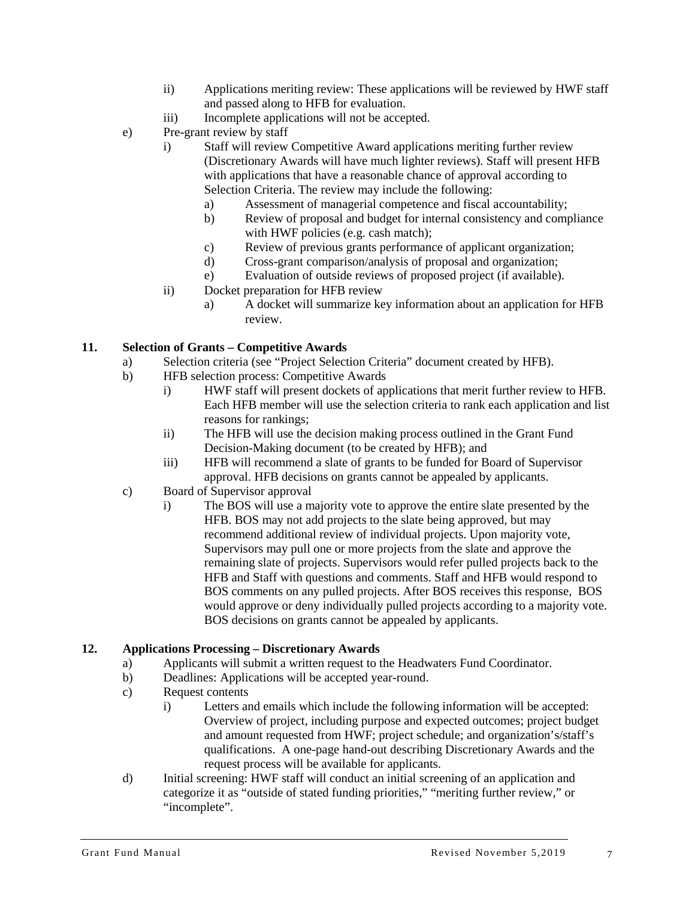ii) Applications meriting review: These applications will be reviewed by HWF staff and passed along to HFB for evaluation.

iii) Incomplete applications will not be accepted.

e) Pre-grant review by staff

i) Staff will review Competitive Award applications meriting further review (Discretionary Awards will have much lighter reviews). Staff will present HFB with applications that have a reasonable chance of approval according to Selection Criteria. The review may include the following:

a) Assessment of managerial competence and fiscal accountability;

b) Review of proposal and budget for internal consistency and compliance with HWF policies (e.g. cash match);

c) Review of previous grants performance of applicant organization;

d) Cross-grant comparison/analysis of proposal and organization;

e) Evaluation of outside reviews of proposed project (if available).

ii) Docket preparation for HFB review

a) A docket will summarize key information about an application for HFB review.

**11. Selection of Grants – Competitive Awards**

a) Selection criteria (see "Project Selection Criteria" document created by HFB).

b) HFB selection process: Competitive Awards

i) HWF staff will present dockets of applications that merit further review to HFB. Each HFB member will use the selection criteria to rank each application and list reasons for rankings;

ii) The HFB will use the decision making process outlined in the Grant Fund Decision-Making document (to be created by HFB); and

iii) HFB will recommend a slate of grants to be funded for Board of Supervisor approval. HFB decisions on grants cannot be appealed by applicants.

c) Board of Supervisor approval

i) The BOS will use a majority vote to approve the entire slate presented by the HFB. BOS may not add projects to the slate being approved, but may recommend additional review of individual projects. Upon majority vote, Supervisors may pull one or more projects from the slate and approve the remaining slate of projects. Supervisors would refer pulled projects back to the HFB and Staff with questions and comments. Staff and HFB would respond to BOS comments on any pulled projects. After BOS receives this response, BOS would approve or deny individually pulled projects according to a majority vote. BOS decisions on grants cannot be appealed by applicants.

**12. Applications Processing – Discretionary Awards**

a) Applicants will submit a written request to the Headwaters Fund Coordinator.

b) Deadlines: Applications will be accepted year-round.

c) Request contents

i) Letters and emails which include the following information will be accepted: Overview of project, including purpose and expected outcomes; project budget and amount requested from HWF; project schedule; and organization's/staff's qualifications. A one-page hand-out describing Discretionary Awards and the request process will be available for applicants.

d) Initial screening: HWF staff will conduct an initial screening of an application and categorize it as "outside of stated funding priorities," "meriting further review," or "incomplete".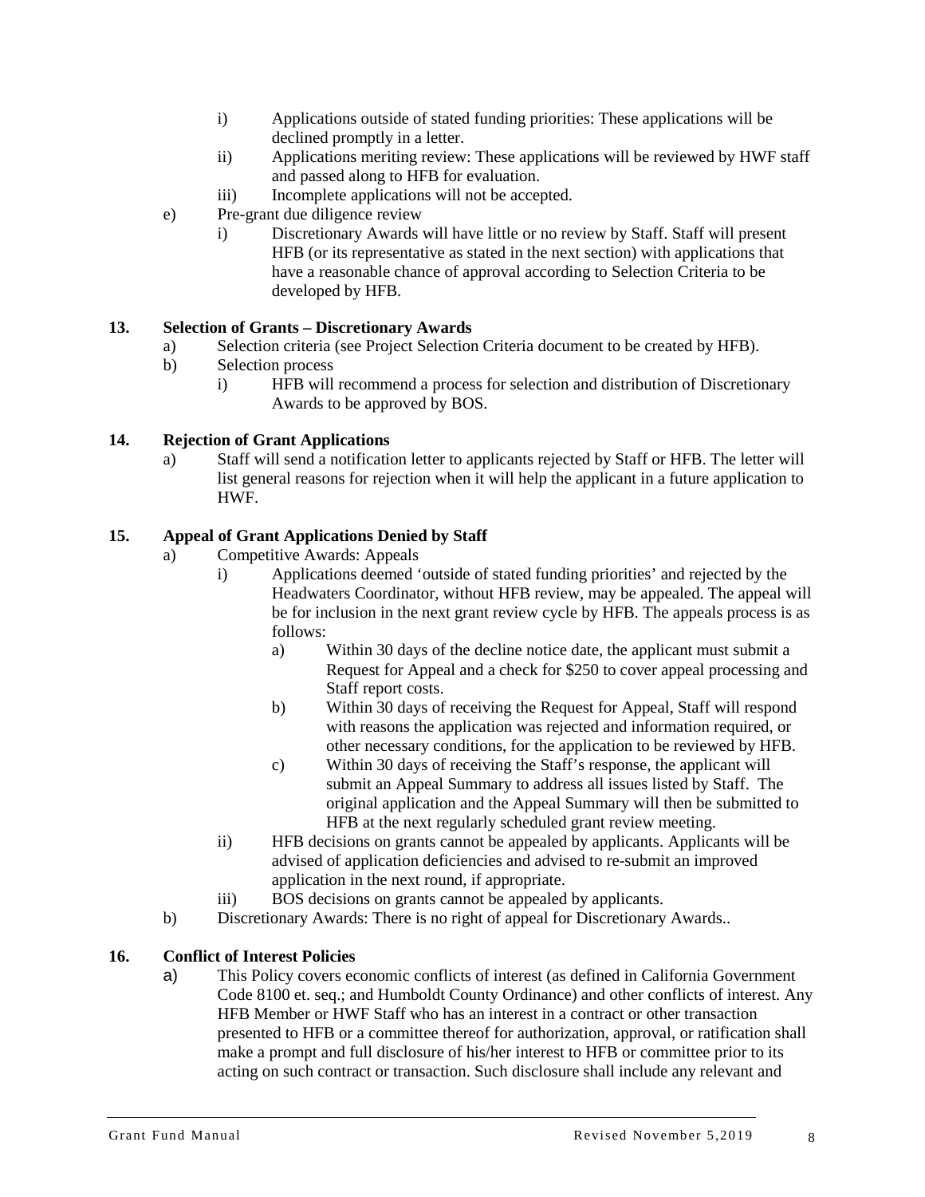- i) Applications outside of stated funding priorities: These applications will be declined promptly in a letter.
- ii) Applications meriting review: These applications will be reviewed by HWF staff and passed along to HFB for evaluation.
- iii) Incomplete applications will not be accepted.

e) Pre-grant due diligence review

- i) Discretionary Awards will have little or no review by Staff. Staff will present HFB (or its representative as stated in the next section) with applications that have a reasonable chance of approval according to Selection Criteria to be developed by HFB.

**13. Selection of Grants – Discretionary Awards**

a) Selection criteria (see Project Selection Criteria document to be created by HFB).

b) Selection process

- i) HFB will recommend a process for selection and distribution of Discretionary Awards to be approved by BOS.

**14. Rejection of Grant Applications**

a) Staff will send a notification letter to applicants rejected by Staff or HFB. The letter will list general reasons for rejection when it will help the applicant in a future application to HWF.

**15. Appeal of Grant Applications Denied by Staff**

a) Competitive Awards: Appeals

- i) Applications deemed 'outside of stated funding priorities' and rejected by the Headwaters Coordinator, without HFB review, may be appealed. The appeal will be for inclusion in the next grant review cycle by HFB. The appeals process is as follows:
  - a) Within 30 days of the decline notice date, the applicant must submit a Request for Appeal and a check for $250 to cover appeal processing and Staff report costs.
  - b) Within 30 days of receiving the Request for Appeal, Staff will respond with reasons the application was rejected and information required, or other necessary conditions, for the application to be reviewed by HFB.
  - c) Within 30 days of receiving the Staff's response, the applicant will submit an Appeal Summary to address all issues listed by Staff. The original application and the Appeal Summary will then be submitted to HFB at the next regularly scheduled grant review meeting.
- ii) HFB decisions on grants cannot be appealed by applicants. Applicants will be advised of application deficiencies and advised to re-submit an improved application in the next round, if appropriate.
- iii) BOS decisions on grants cannot be appealed by applicants.

b) Discretionary Awards: There is no right of appeal for Discretionary Awards..

**16. Conflict of Interest Policies**

a) This Policy covers economic conflicts of interest (as defined in California Government Code 8100 et. seq.; and Humboldt County Ordinance) and other conflicts of interest. Any HFB Member or HWF Staff who has an interest in a contract or other transaction presented to HFB or a committee thereof for authorization, approval, or ratification shall make a prompt and full disclosure of his/her interest to HFB or committee prior to its acting on such contract or transaction. Such disclosure shall include any relevant and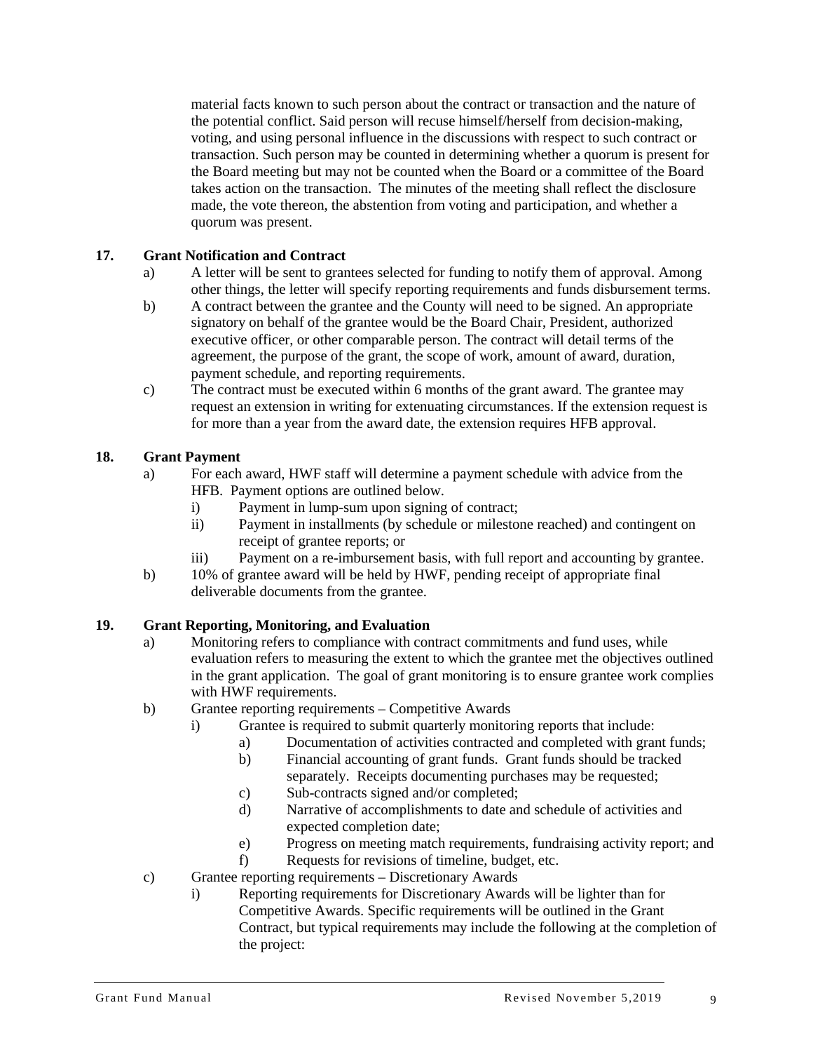material facts known to such person about the contract or transaction and the nature of the potential conflict. Said person will recuse himself/herself from decision-making, voting, and using personal influence in the discussions with respect to such contract or transaction. Such person may be counted in determining whether a quorum is present for the Board meeting but may not be counted when the Board or a committee of the Board takes action on the transaction. The minutes of the meeting shall reflect the disclosure made, the vote thereon, the abstention from voting and participation, and whether a quorum was present.

**17. Grant Notification and Contract**

a) A letter will be sent to grantees selected for funding to notify them of approval. Among other things, the letter will specify reporting requirements and funds disbursement terms.

b) A contract between the grantee and the County will need to be signed. An appropriate signatory on behalf of the grantee would be the Board Chair, President, authorized executive officer, or other comparable person. The contract will detail terms of the agreement, the purpose of the grant, the scope of work, amount of award, duration, payment schedule, and reporting requirements.

c) The contract must be executed within 6 months of the grant award. The grantee may request an extension in writing for extenuating circumstances. If the extension request is for more than a year from the award date, the extension requires HFB approval.

**18. Grant Payment**

a) For each award, HWF staff will determine a payment schedule with advice from the HFB. Payment options are outlined below.
   - i) Payment in lump-sum upon signing of contract;
   - ii) Payment in installments (by schedule or milestone reached) and contingent on receipt of grantee reports; or
   - iii) Payment on a re-imbursement basis, with full report and accounting by grantee.

b) 10% of grantee award will be held by HWF, pending receipt of appropriate final deliverable documents from the grantee.

**19. Grant Reporting, Monitoring, and Evaluation**

a) Monitoring refers to compliance with contract commitments and fund uses, while evaluation refers to measuring the extent to which the grantee met the objectives outlined in the grant application. The goal of grant monitoring is to ensure grantee work complies with HWF requirements.

b) Grantee reporting requirements – Competitive Awards
   - i) Grantee is required to submit quarterly monitoring reports that include:
     - a) Documentation of activities contracted and completed with grant funds;
     - b) Financial accounting of grant funds. Grant funds should be tracked separately. Receipts documenting purchases may be requested;
     - c) Sub-contracts signed and/or completed;
     - d) Narrative of accomplishments to date and schedule of activities and expected completion date;
     - e) Progress on meeting match requirements, fundraising activity report; and
     - f) Requests for revisions of timeline, budget, etc.

c) Grantee reporting requirements – Discretionary Awards
   - i) Reporting requirements for Discretionary Awards will be lighter than for Competitive Awards. Specific requirements will be outlined in the Grant Contract, but typical requirements may include the following at the completion of the project: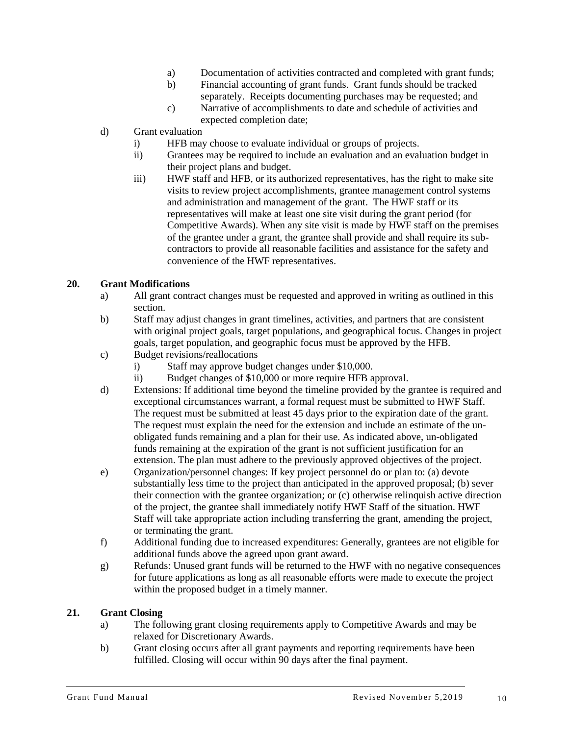a) Documentation of activities contracted and completed with grant funds;
b) Financial accounting of grant funds. Grant funds should be tracked separately. Receipts documenting purchases may be requested; and
c) Narrative of accomplishments to date and schedule of activities and expected completion date;

d) Grant evaluation
   i) HFB may choose to evaluate individual or groups of projects.
   ii) Grantees may be required to include an evaluation and an evaluation budget in their project plans and budget.
   iii) HWF staff and HFB, or its authorized representatives, has the right to make site visits to review project accomplishments, grantee management control systems and administration and management of the grant. The HWF staff or its representatives will make at least one site visit during the grant period (for Competitive Awards). When any site visit is made by HWF staff on the premises of the grantee under a grant, the grantee shall provide and shall require its sub-contractors to provide all reasonable facilities and assistance for the safety and convenience of the HWF representatives.

## 20. Grant Modifications

a) All grant contract changes must be requested and approved in writing as outlined in this section.
b) Staff may adjust changes in grant timelines, activities, and partners that are consistent with original project goals, target populations, and geographical focus. Changes in project goals, target population, and geographic focus must be approved by the HFB.
c) Budget revisions/reallocations
   i) Staff may approve budget changes under $10,000.
   ii) Budget changes of $10,000 or more require HFB approval.
d) Extensions: If additional time beyond the timeline provided by the grantee is required and exceptional circumstances warrant, a formal request must be submitted to HWF Staff. The request must be submitted at least 45 days prior to the expiration date of the grant. The request must explain the need for the extension and include an estimate of the un-obligated funds remaining and a plan for their use. As indicated above, un-obligated funds remaining at the expiration of the grant is not sufficient justification for an extension. The plan must adhere to the previously approved objectives of the project.
e) Organization/personnel changes: If key project personnel do or plan to: (a) devote substantially less time to the project than anticipated in the approved proposal; (b) sever their connection with the grantee organization; or (c) otherwise relinquish active direction of the project, the grantee shall immediately notify HWF Staff of the situation. HWF Staff will take appropriate action including transferring the grant, amending the project, or terminating the grant.
f) Additional funding due to increased expenditures: Generally, grantees are not eligible for additional funds above the agreed upon grant award.
g) Refunds: Unused grant funds will be returned to the HWF with no negative consequences for future applications as long as all reasonable efforts were made to execute the project within the proposed budget in a timely manner.

## 21. Grant Closing

a) The following grant closing requirements apply to Competitive Awards and may be relaxed for Discretionary Awards.
b) Grant closing occurs after all grant payments and reporting requirements have been fulfilled. Closing will occur within 90 days after the final payment.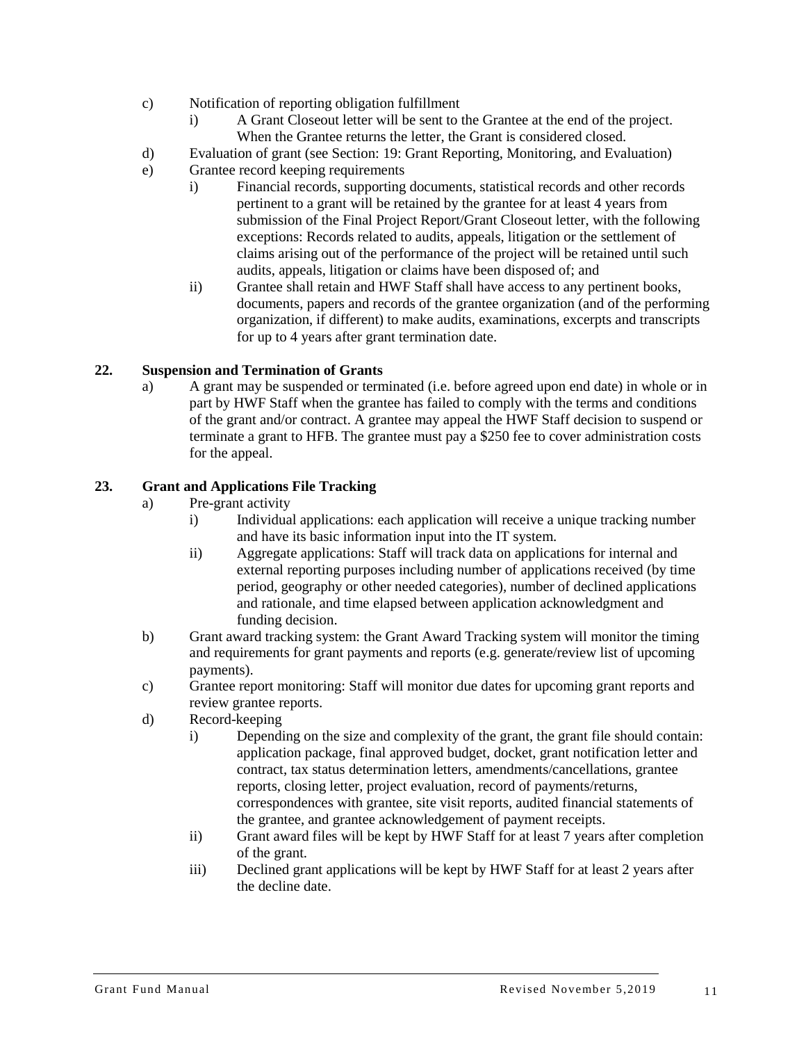c) Notification of reporting obligation fulfillment
    i) A Grant Closeout letter will be sent to the Grantee at the end of the project. When the Grantee returns the letter, the Grant is considered closed.

d) Evaluation of grant (see Section: 19: Grant Reporting, Monitoring, and Evaluation)

e) Grantee record keeping requirements
    i) Financial records, supporting documents, statistical records and other records pertinent to a grant will be retained by the grantee for at least 4 years from submission of the Final Project Report/Grant Closeout letter, with the following exceptions: Records related to audits, appeals, litigation or the settlement of claims arising out of the performance of the project will be retained until such audits, appeals, litigation or claims have been disposed of; and
    ii) Grantee shall retain and HWF Staff shall have access to any pertinent books, documents, papers and records of the grantee organization (and of the performing organization, if different) to make audits, examinations, excerpts and transcripts for up to 4 years after grant termination date.

**22. Suspension and Termination of Grants**

a) A grant may be suspended or terminated (i.e. before agreed upon end date) in whole or in part by HWF Staff when the grantee has failed to comply with the terms and conditions of the grant and/or contract. A grantee may appeal the HWF Staff decision to suspend or terminate a grant to HFB. The grantee must pay a $250 fee to cover administration costs for the appeal.

**23. Grant and Applications File Tracking**

a) Pre-grant activity
    i) Individual applications: each application will receive a unique tracking number and have its basic information input into the IT system.
    ii) Aggregate applications: Staff will track data on applications for internal and external reporting purposes including number of applications received (by time period, geography or other needed categories), number of declined applications and rationale, and time elapsed between application acknowledgment and funding decision.

b) Grant award tracking system: the Grant Award Tracking system will monitor the timing and requirements for grant payments and reports (e.g. generate/review list of upcoming payments).

c) Grantee report monitoring: Staff will monitor due dates for upcoming grant reports and review grantee reports.

d) Record-keeping
    i) Depending on the size and complexity of the grant, the grant file should contain: application package, final approved budget, docket, grant notification letter and contract, tax status determination letters, amendments/cancellations, grantee reports, closing letter, project evaluation, record of payments/returns, correspondences with grantee, site visit reports, audited financial statements of the grantee, and grantee acknowledgement of payment receipts.
    ii) Grant award files will be kept by HWF Staff for at least 7 years after completion of the grant.
    iii) Declined grant applications will be kept by HWF Staff for at least 2 years after the decline date.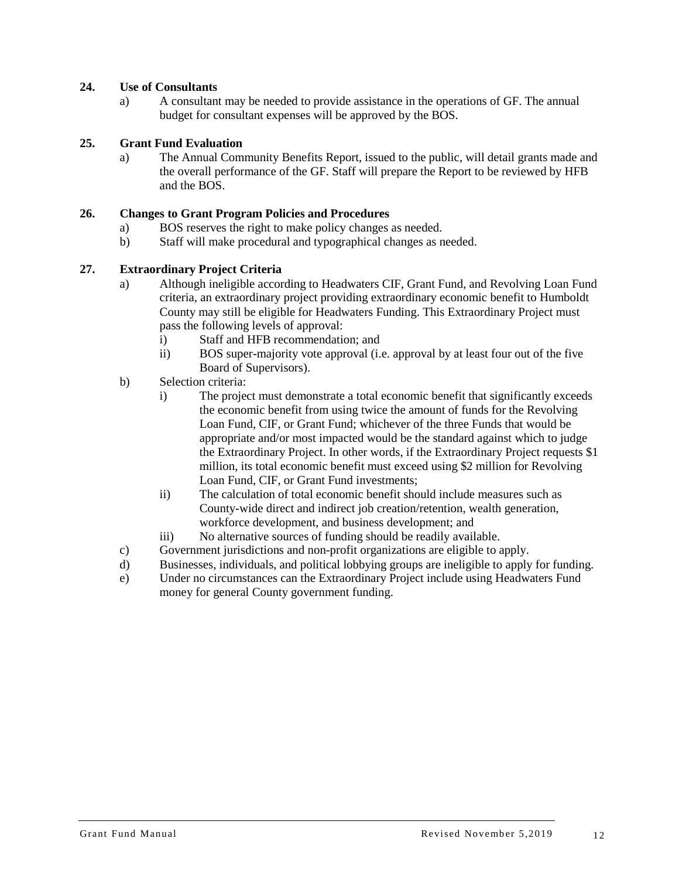**24. Use of Consultants**

a) A consultant may be needed to provide assistance in the operations of GF. The annual budget for consultant expenses will be approved by the BOS.

**25. Grant Fund Evaluation**

a) The Annual Community Benefits Report, issued to the public, will detail grants made and the overall performance of the GF. Staff will prepare the Report to be reviewed by HFB and the BOS.

**26. Changes to Grant Program Policies and Procedures**

a) BOS reserves the right to make policy changes as needed.

b) Staff will make procedural and typographical changes as needed.

**27. Extraordinary Project Criteria**

a) Although ineligible according to Headwaters CIF, Grant Fund, and Revolving Loan Fund criteria, an extraordinary project providing extraordinary economic benefit to Humboldt County may still be eligible for Headwaters Funding. This Extraordinary Project must pass the following levels of approval:

   i) Staff and HFB recommendation; and

   ii) BOS super-majority vote approval (i.e. approval by at least four out of the five Board of Supervisors).

b) Selection criteria:

   i) The project must demonstrate a total economic benefit that significantly exceeds the economic benefit from using twice the amount of funds for the Revolving Loan Fund, CIF, or Grant Fund; whichever of the three Funds that would be appropriate and/or most impacted would be the standard against which to judge the Extraordinary Project. In other words, if the Extraordinary Project requests $1 million, its total economic benefit must exceed using $2 million for Revolving Loan Fund, CIF, or Grant Fund investments;

   ii) The calculation of total economic benefit should include measures such as County-wide direct and indirect job creation/retention, wealth generation, workforce development, and business development; and

   iii) No alternative sources of funding should be readily available.

c) Government jurisdictions and non-profit organizations are eligible to apply.

d) Businesses, individuals, and political lobbying groups are ineligible to apply for funding.

e) Under no circumstances can the Extraordinary Project include using Headwaters Fund money for general County government funding.